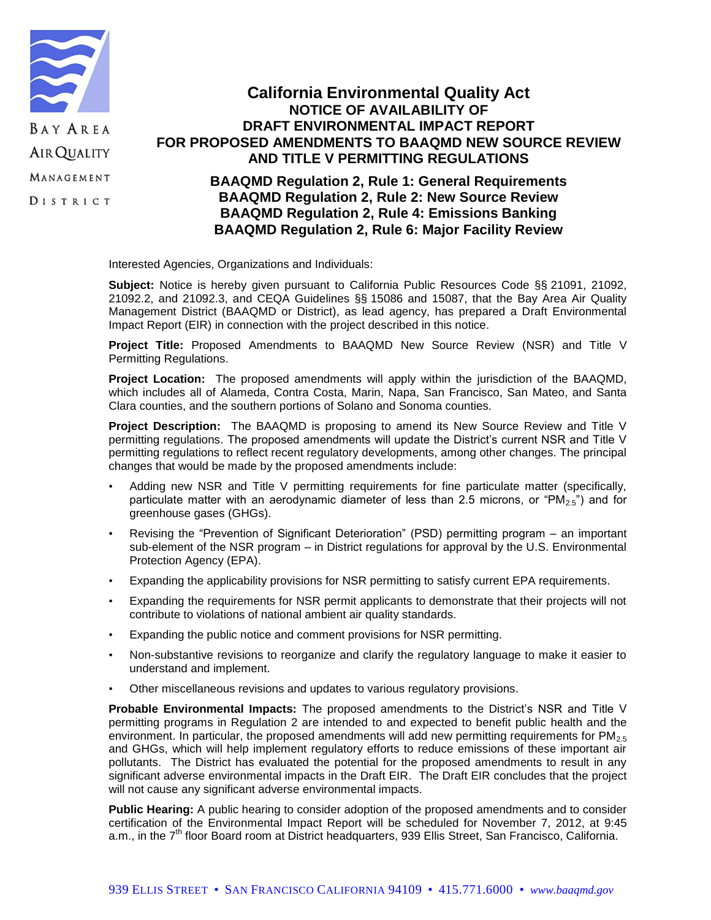BAY AREA AIR QUALITY MANAGEMENT DISTRICT

# California Environmental Quality Act

## NOTICE OF AVAILABILITY OF DRAFT ENVIRONMENTAL IMPACT REPORT FOR PROPOSED AMENDMENTS TO BAAQMD NEW SOURCE REVIEW AND TITLE V PERMITTING REGULATIONS

### BAAQMD Regulation 2, Rule 1: General Requirements
### BAAQMD Regulation 2, Rule 2: New Source Review
### BAAQMD Regulation 2, Rule 4: Emissions Banking
### BAAQMD Regulation 2, Rule 6: Major Facility Review

Interested Agencies, Organizations and Individuals:

**Subject:** Notice is hereby given pursuant to California Public Resources Code §§ 21091, 21092, 21092.2, and 21092.3, and CEQA Guidelines §§ 15086 and 15087, that the Bay Area Air Quality Management District (BAAQMD or District), as lead agency, has prepared a Draft Environmental Impact Report (EIR) in connection with the project described in this notice.

**Project Title:** Proposed Amendments to BAAQMD New Source Review (NSR) and Title V Permitting Regulations.

**Project Location:** The proposed amendments will apply within the jurisdiction of the BAAQMD, which includes all of Alameda, Contra Costa, Marin, Napa, San Francisco, San Mateo, and Santa Clara counties, and the southern portions of Solano and Sonoma counties.

**Project Description:** The BAAQMD is proposing to amend its New Source Review and Title V permitting regulations. The proposed amendments will update the District's current NSR and Title V permitting regulations to reflect recent regulatory developments, among other changes. The principal changes that would be made by the proposed amendments include:

- Adding new NSR and Title V permitting requirements for fine particulate matter (specifically, particulate matter with an aerodynamic diameter of less than 2.5 microns, or "$PM_{2.5}$") and for greenhouse gases (GHGs).
- Revising the "Prevention of Significant Deterioration" (PSD) permitting program – an important sub-element of the NSR program – in District regulations for approval by the U.S. Environmental Protection Agency (EPA).
- Expanding the applicability provisions for NSR permitting to satisfy current EPA requirements.
- Expanding the requirements for NSR permit applicants to demonstrate that their projects will not contribute to violations of national ambient air quality standards.
- Expanding the public notice and comment provisions for NSR permitting.
- Non-substantive revisions to reorganize and clarify the regulatory language to make it easier to understand and implement.
- Other miscellaneous revisions and updates to various regulatory provisions.

**Probable Environmental Impacts:** The proposed amendments to the District's NSR and Title V permitting programs in Regulation 2 are intended to and expected to benefit public health and the environment. In particular, the proposed amendments will add new permitting requirements for $PM_{2.5}$ and GHGs, which will help implement regulatory efforts to reduce emissions of these important air pollutants. The District has evaluated the potential for the proposed amendments to result in any significant adverse environmental impacts in the Draft EIR. The Draft EIR concludes that the project will not cause any significant adverse environmental impacts.

**Public Hearing:** A public hearing to consider adoption of the proposed amendments and to consider certification of the Environmental Impact Report will be scheduled for November 7, 2012, at 9:45 a.m., in the 7th floor Board room at District headquarters, 939 Ellis Street, San Francisco, California.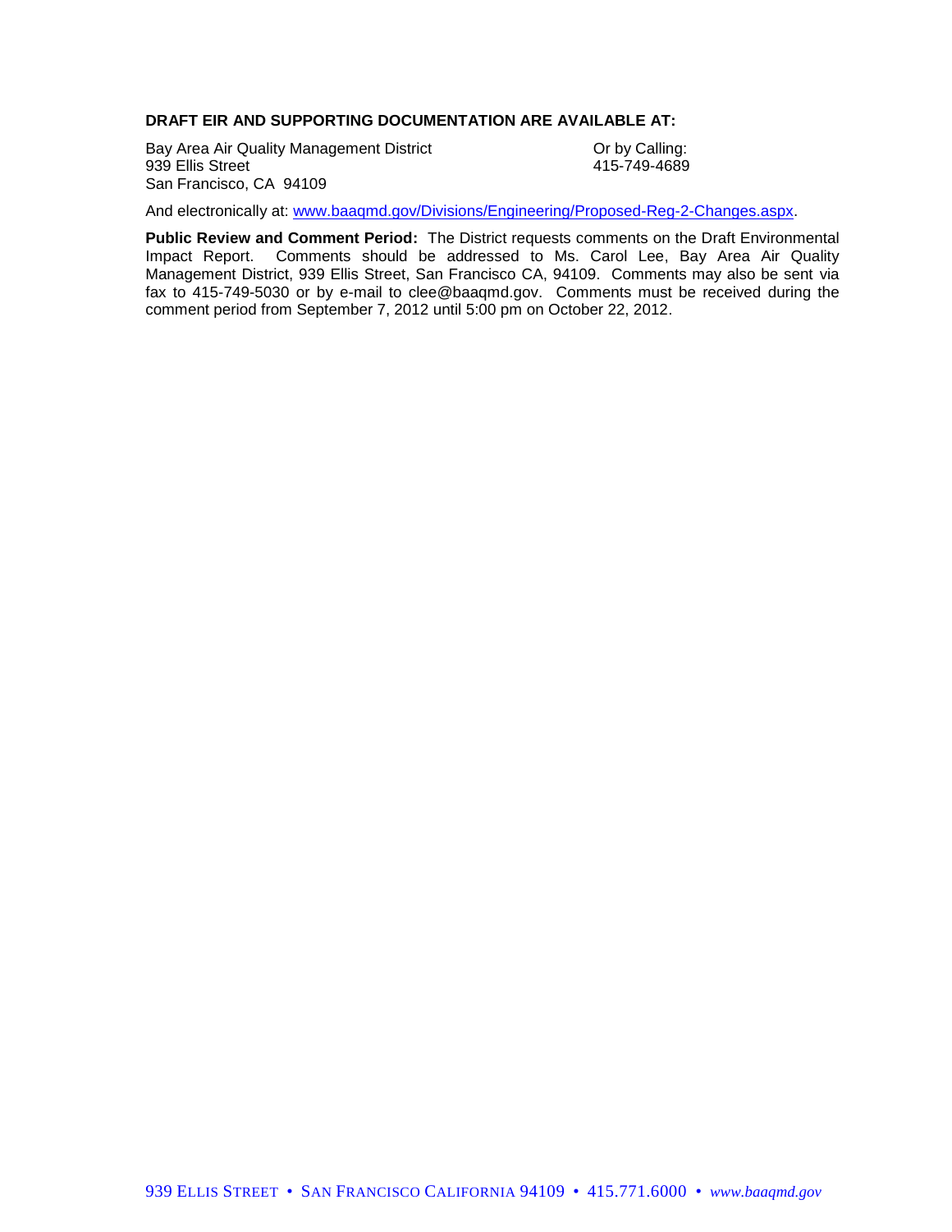**DRAFT EIR AND SUPPORTING DOCUMENTATION ARE AVAILABLE AT:**

Bay Area Air Quality Management District
939 Ellis Street
San Francisco, CA 94109

Or by Calling:
415-749-4689

And electronically at: www.baaqmd.gov/Divisions/Engineering/Proposed-Reg-2-Changes.aspx.

**Public Review and Comment Period:** The District requests comments on the Draft Environmental Impact Report. Comments should be addressed to Ms. Carol Lee, Bay Area Air Quality Management District, 939 Ellis Street, San Francisco CA, 94109. Comments may also be sent via fax to 415-749-5030 or by e-mail to clee@baaqmd.gov. Comments must be received during the comment period from September 7, 2012 until 5:00 pm on October 22, 2012.